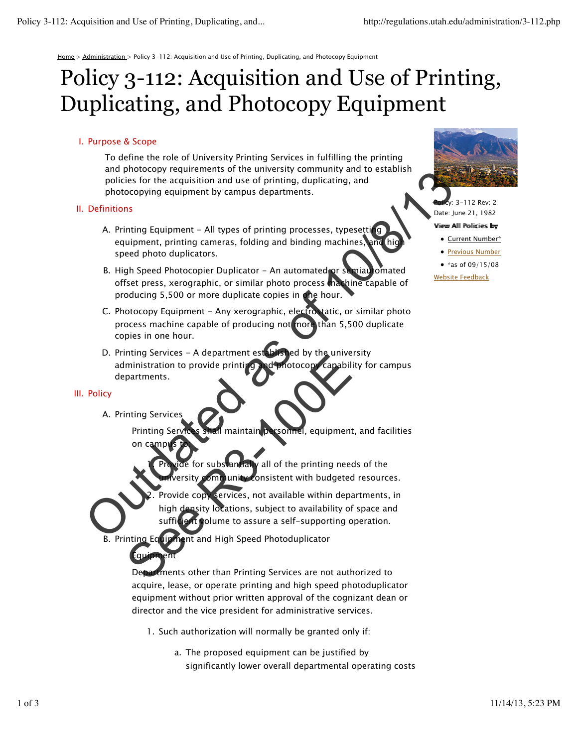Home > Administration > Policy 3-112: Acquisition and Use of Printing, Duplicating, and Photocopy Equipment

# Policy 3-112: Acquisition and Use of Printing, Duplicating, and Photocopy Equipment

Outdated as of 10/8/13
See R3-100E

Policy: 3-112 Rev: 2
Date: June 21, 1982

**View All Policies by**

- Current Number*
- Previous Number
- *as of 09/15/08

Website Feedback

## I. Purpose & Scope

To define the role of University Printing Services in fulfilling the printing and photocopy requirements of the university community and to establish policies for the acquisition and use of printing, duplicating, and photocopying equipment by campus departments.

## II. Definitions

A. Printing Equipment - All types of printing processes, typesetting equipment, printing cameras, folding and binding machines, and high speed photo duplicators.

B. High Speed Photocopier Duplicator - An automated or semiautomated offset press, xerographic, or similar photo process machine capable of producing 5,500 or more duplicate copies in one hour.

C. Photocopy Equipment - Any xerographic, electrostatic, or similar photo process machine capable of producing not more than 5,500 duplicate copies in one hour.

D. Printing Services - A department established by the university administration to provide printing and photocopy capability for campus departments.

## III. Policy

A. Printing Services

Printing Services shall maintain personnel, equipment, and facilities on campus to:

1. Provide for substantially all of the printing needs of the university community consistent with budgeted resources.
2. Provide copy services, not available within departments, in high density locations, subject to availability of space and sufficient volume to assure a self-supporting operation.

B. Printing Equipment and High Speed Photoduplicator Equipment

Departments other than Printing Services are not authorized to acquire, lease, or operate printing and high speed photoduplicator equipment without prior written approval of the cognizant dean or director and the vice president for administrative services.

1. Such authorization will normally be granted only if:
   a. The proposed equipment can be justified by significantly lower overall departmental operating costs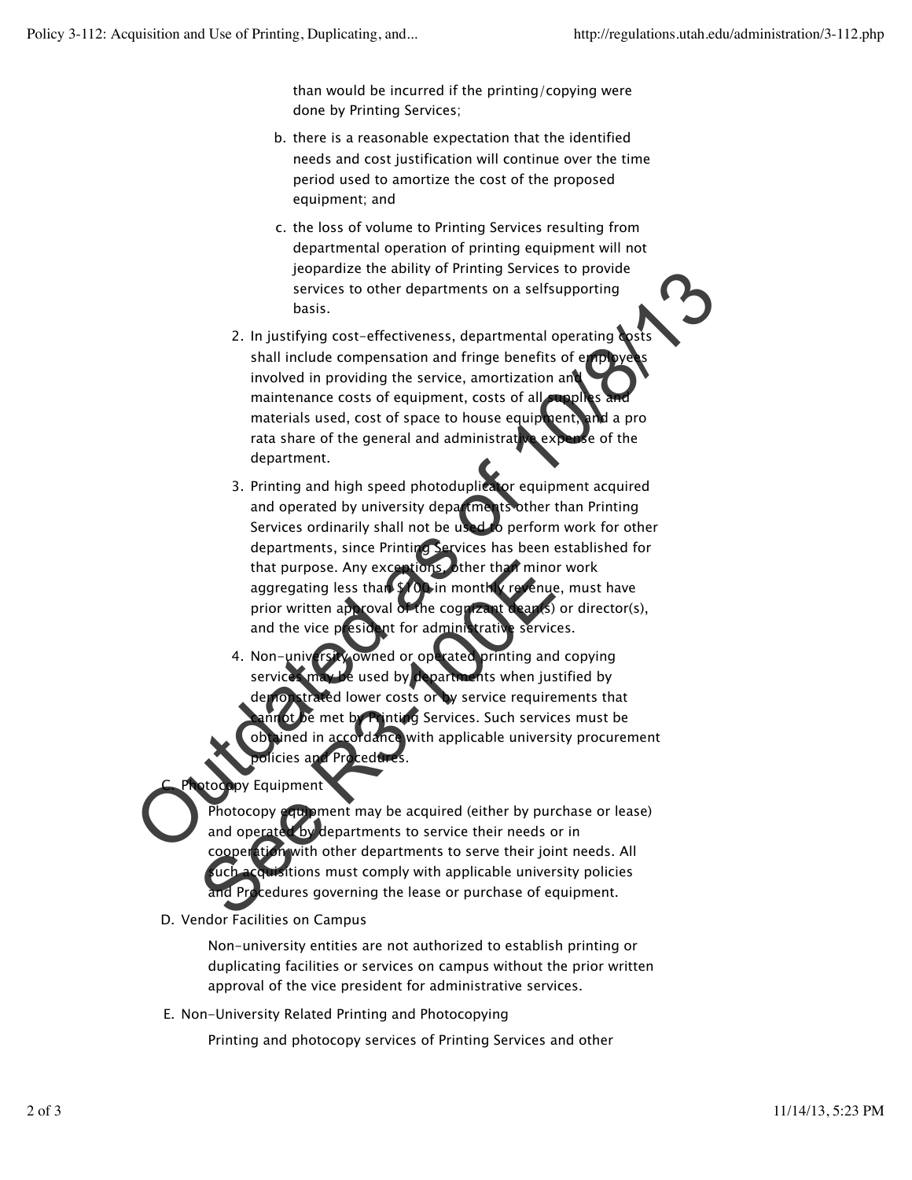than would be incurred if the printing/copying were done by Printing Services;

   b. there is a reasonable expectation that the identified needs and cost justification will continue over the time period used to amortize the cost of the proposed equipment; and

   c. the loss of volume to Printing Services resulting from departmental operation of printing equipment will not jeopardize the ability of Printing Services to provide services to other departments on a selfsupporting basis.

2. In justifying cost-effectiveness, departmental operating costs shall include compensation and fringe benefits of employees involved in providing the service, amortization and maintenance costs of equipment, costs of all supplies and materials used, cost of space to house equipment, and a pro rata share of the general and administrative expense of the department.

3. Printing and high speed photoduplicator equipment acquired and operated by university departments other than Printing Services ordinarily shall not be used to perform work for other departments, since Printing Services has been established for that purpose. Any exceptions, other than minor work aggregating less than $100 in monthly revenue, must have prior written approval of the cognizant dean(s) or director(s), and the vice president for administrative services.

4. Non-university owned or operated printing and copying services may be used by departments when justified by demonstrated lower costs or by service requirements that cannot be met by Printing Services. Such services must be obtained in accordance with applicable university procurement policies and Procedures.

C. Photocopy Equipment

Photocopy equipment may be acquired (either by purchase or lease) and operated by departments to service their needs or in cooperation with other departments to serve their joint needs. All such acquisitions must comply with applicable university policies and Procedures governing the lease or purchase of equipment.

D. Vendor Facilities on Campus

Non-university entities are not authorized to establish printing or duplicating facilities or services on campus without the prior written approval of the vice president for administrative services.

E. Non-University Related Printing and Photocopying

Printing and photocopy services of Printing Services and other

Outdated as of 10/8/13 See R3-100E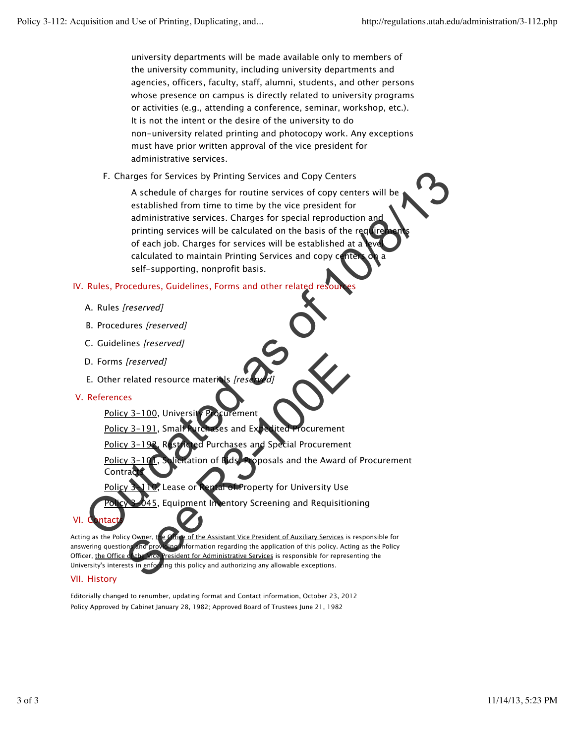university departments will be made available only to members of the university community, including university departments and agencies, officers, faculty, staff, alumni, students, and other persons whose presence on campus is directly related to university programs or activities (e.g., attending a conference, seminar, workshop, etc.). It is not the intent or the desire of the university to do non-university related printing and photocopy work. Any exceptions must have prior written approval of the vice president for administrative services.

F. Charges for Services by Printing Services and Copy Centers

A schedule of charges for routine services of copy centers will be established from time to time by the vice president for administrative services. Charges for special reproduction and printing services will be calculated on the basis of the requirements of each job. Charges for services will be established at a level calculated to maintain Printing Services and copy centers on a self-supporting, nonprofit basis.

Outdated as of 10/8/13
See R3-100E

## IV. Rules, Procedures, Guidelines, Forms and other related resources

A. Rules *[reserved]*

B. Procedures *[reserved]*

C. Guidelines *[reserved]*

D. Forms *[reserved]*

E. Other related resource materials *[reserved]*

## V. References

Policy 3-100, University Procurement

Policy 3-191, Small Purchases and Expedited Procurement

Policy 3-192, Restricted Purchases and Special Procurement

Policy 3-101, Solicitation of Bids, Proposals and the Award of Procurement Contracts

Policy 3-110, Lease or Rental of Property for University Use

Policy 3-045, Equipment Inventory Screening and Requisitioning

## VI. Contacts

Acting as the Policy Owner, the Office of the Assistant Vice President of Auxiliary Services is responsible for answering questions and providing information regarding the application of this policy. Acting as the Policy Officer, the Office of the Vice President for Administrative Services is responsible for representing the University's interests in enforcing this policy and authorizing any allowable exceptions.

## VII. History

Editorially changed to renumber, updating format and Contact information, October 23, 2012

Policy Approved by Cabinet January 28, 1982; Approved Board of Trustees June 21, 1982